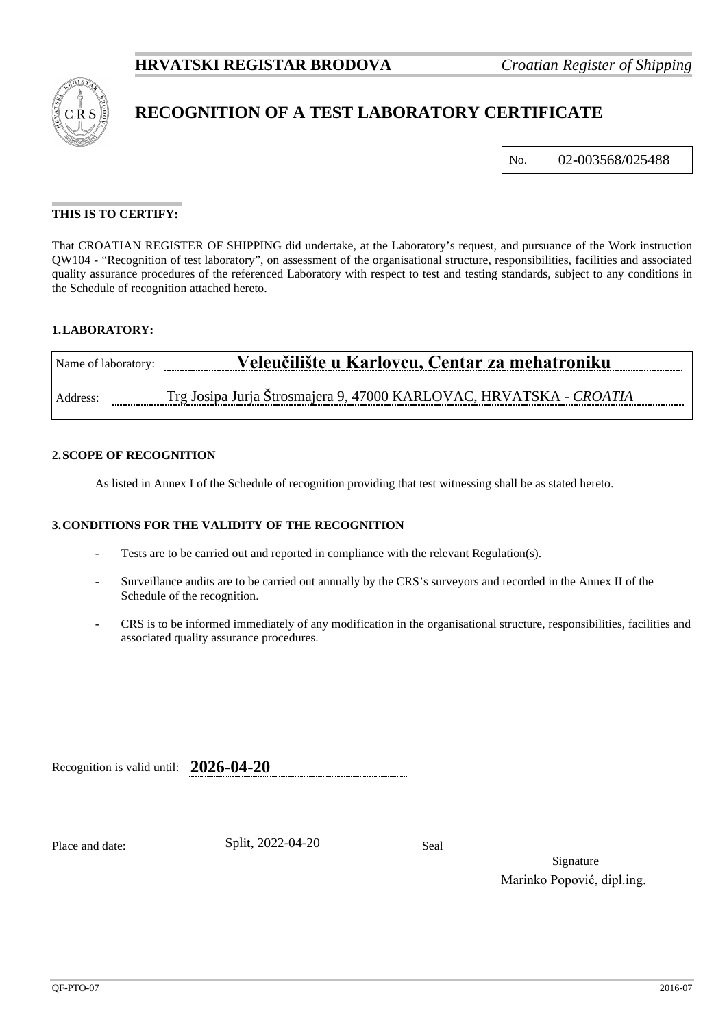**HRVATSKI REGISTAR BRODOVA** *Croatian Register of Shipping*

# RECOGNITION OF A TEST LABORATORY CERTIFICATE

No. 02-003568/025488

**THIS IS TO CERTIFY:**

That CROATIAN REGISTER OF SHIPPING did undertake, at the Laboratory's request, and pursuance of the Work instruction QW104 - "Recognition of test laboratory", on assessment of the organisational structure, responsibilities, facilities and associated quality assurance procedures of the referenced Laboratory with respect to test and testing standards, subject to any conditions in the Schedule of recognition attached hereto.

## 1. LABORATORY:

Name of laboratory: **Veleučilište u Karlovcu, Centar za mehatroniku**

Address: Trg Josipa Jurja Štrosmajera 9, 47000 KARLOVAC, HRVATSKA - *CROATIA*

## 2. SCOPE OF RECOGNITION

As listed in Annex I of the Schedule of recognition providing that test witnessing shall be as stated hereto.

## 3. CONDITIONS FOR THE VALIDITY OF THE RECOGNITION

- Tests are to be carried out and reported in compliance with the relevant Regulation(s).
- Surveillance audits are to be carried out annually by the CRS's surveyors and recorded in the Annex II of the Schedule of the recognition.
- CRS is to be informed immediately of any modification in the organisational structure, responsibilities, facilities and associated quality assurance procedures.

Recognition is valid until: **2026-04-20**

Place and date: Split, 2022-04-20

Seal

Signature

Marinko Popović, dipl.ing.

QF-PTO-07 2016-07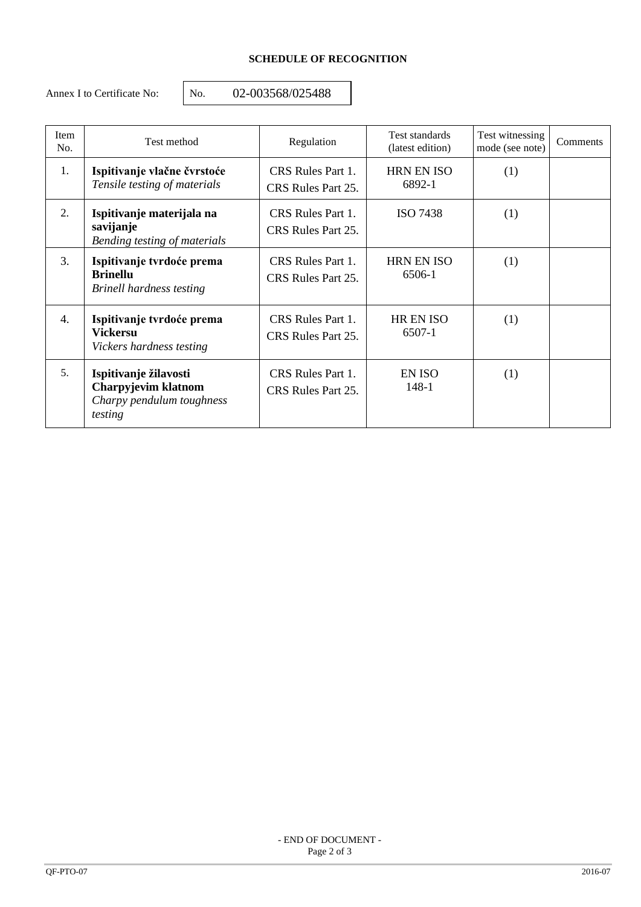**SCHEDULE OF RECOGNITION**

Annex I to Certificate No: No. 02-003568/025488

| Item No. | Test method | Regulation | Test standards (latest edition) | Test witnessing mode (see note) | Comments |
|---|---|---|---|---|---|
| 1. | **Ispitivanje vlačne čvrstoće** *Tensile testing of materials* | CRS Rules Part 1. CRS Rules Part 25. | HRN EN ISO 6892-1 | (1) | |
| 2. | **Ispitivanje materijala na savijanje** *Bending testing of materials* | CRS Rules Part 1. CRS Rules Part 25. | ISO 7438 | (1) | |
| 3. | **Ispitivanje tvrdoće prema Brinellu** *Brinell hardness testing* | CRS Rules Part 1. CRS Rules Part 25. | HRN EN ISO 6506-1 | (1) | |
| 4. | **Ispitivanje tvrdoće prema Vickersu** *Vickers hardness testing* | CRS Rules Part 1. CRS Rules Part 25. | HR EN ISO 6507-1 | (1) | |
| 5. | **Ispitivanje žilavosti Charpyjevim klatnom** *Charpy pendulum toughness testing* | CRS Rules Part 1. CRS Rules Part 25. | EN ISO 148-1 | (1) | |

- END OF DOCUMENT -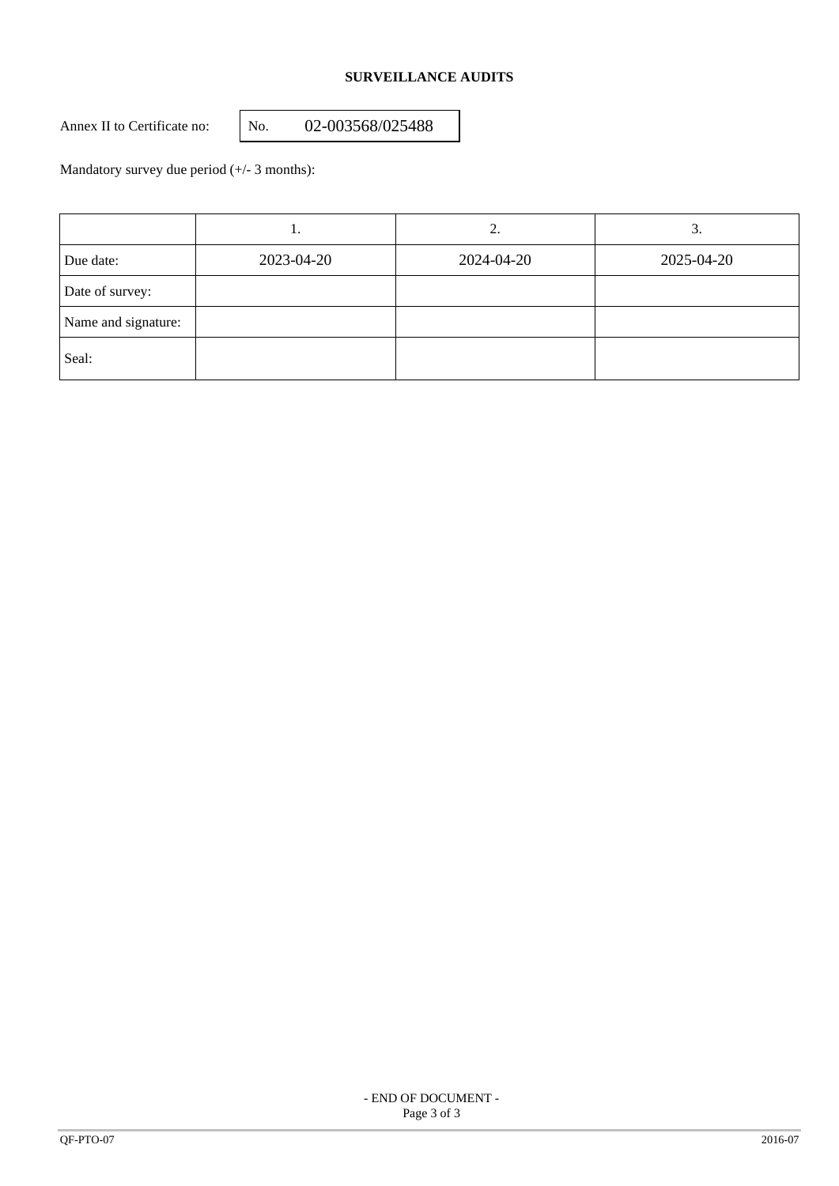**SURVEILLANCE AUDITS**

Annex II to Certificate no: No. 02-003568/025488

Mandatory survey due period (+/- 3 months):

| | 1. | 2. | 3. |
|---|---|---|---|
| Due date: | 2023-04-20 | 2024-04-20 | 2025-04-20 |
| Date of survey: | | | |
| Name and signature: | | | |
| Seal: | | | |

- END OF DOCUMENT -